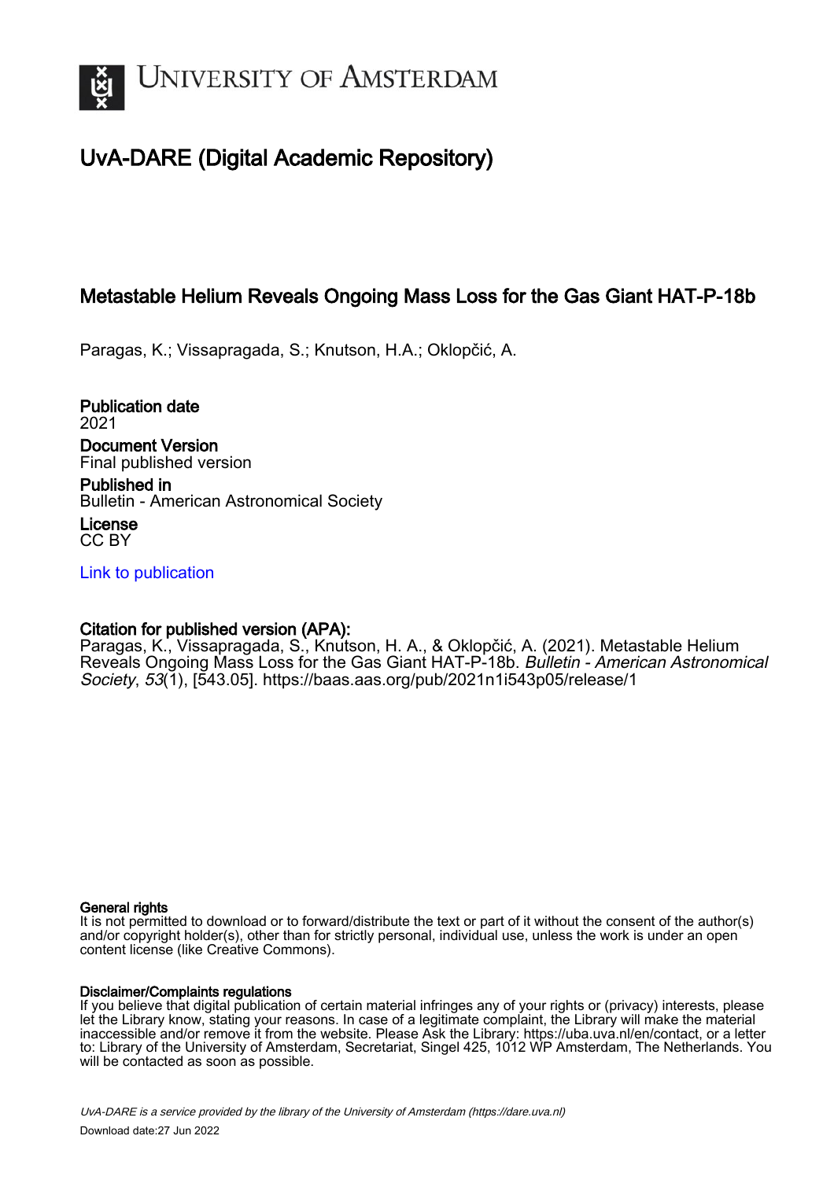# University of Amsterdam

## UvA-DARE (Digital Academic Repository)

### Metastable Helium Reveals Ongoing Mass Loss for the Gas Giant HAT-P-18b

Paragas, K.; Vissapragada, S.; Knutson, H.A.; Oklopčić, A.

**Publication date**
2021

**Document Version**
Final published version

**Published in**
Bulletin - American Astronomical Society

**License**
CC BY

Link to publication

**Citation for published version (APA):**
Paragas, K., Vissapragada, S., Knutson, H. A., & Oklopčić, A. (2021). Metastable Helium Reveals Ongoing Mass Loss for the Gas Giant HAT-P-18b. *Bulletin - American Astronomical Society*, *53*(1), [543.05]. https://baas.aas.org/pub/2021n1i543p05/release/1

**General rights**
It is not permitted to download or to forward/distribute the text or part of it without the consent of the author(s) and/or copyright holder(s), other than for strictly personal, individual use, unless the work is under an open content license (like Creative Commons).

**Disclaimer/Complaints regulations**
If you believe that digital publication of certain material infringes any of your rights or (privacy) interests, please let the Library know, stating your reasons. In case of a legitimate complaint, the Library will make the material inaccessible and/or remove it from the website. Please Ask the Library: https://uba.uva.nl/en/contact, or a letter to: Library of the University of Amsterdam, Secretariat, Singel 425, 1012 WP Amsterdam, The Netherlands. You will be contacted as soon as possible.

*UvA-DARE is a service provided by the library of the University of Amsterdam (https://dare.uva.nl)*
Download date:27 Jun 2022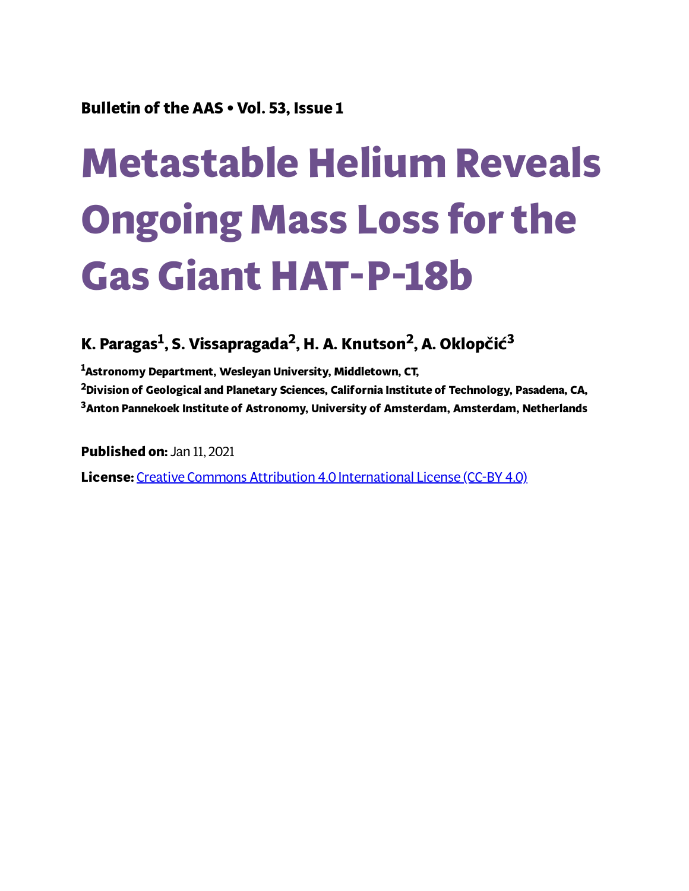Bulletin of the AAS • Vol. 53, Issue 1

# Metastable Helium Reveals Ongoing Mass Loss for the Gas Giant HAT-P-18b

**K. Paragas[1], S. Vissapragada[2], H. A. Knutson[2], A. Oklopčić[3]**

[1]Astronomy Department, Wesleyan University, Middletown, CT,
[2]Division of Geological and Planetary Sciences, California Institute of Technology, Pasadena, CA,
[3]Anton Pannekoek Institute of Astronomy, University of Amsterdam, Amsterdam, Netherlands

**Published on:** Jan 11, 2021

**License:** [Creative Commons Attribution 4.0 International License (CC-BY 4.0)](https://creativecommons.org/licenses/by/4.0/)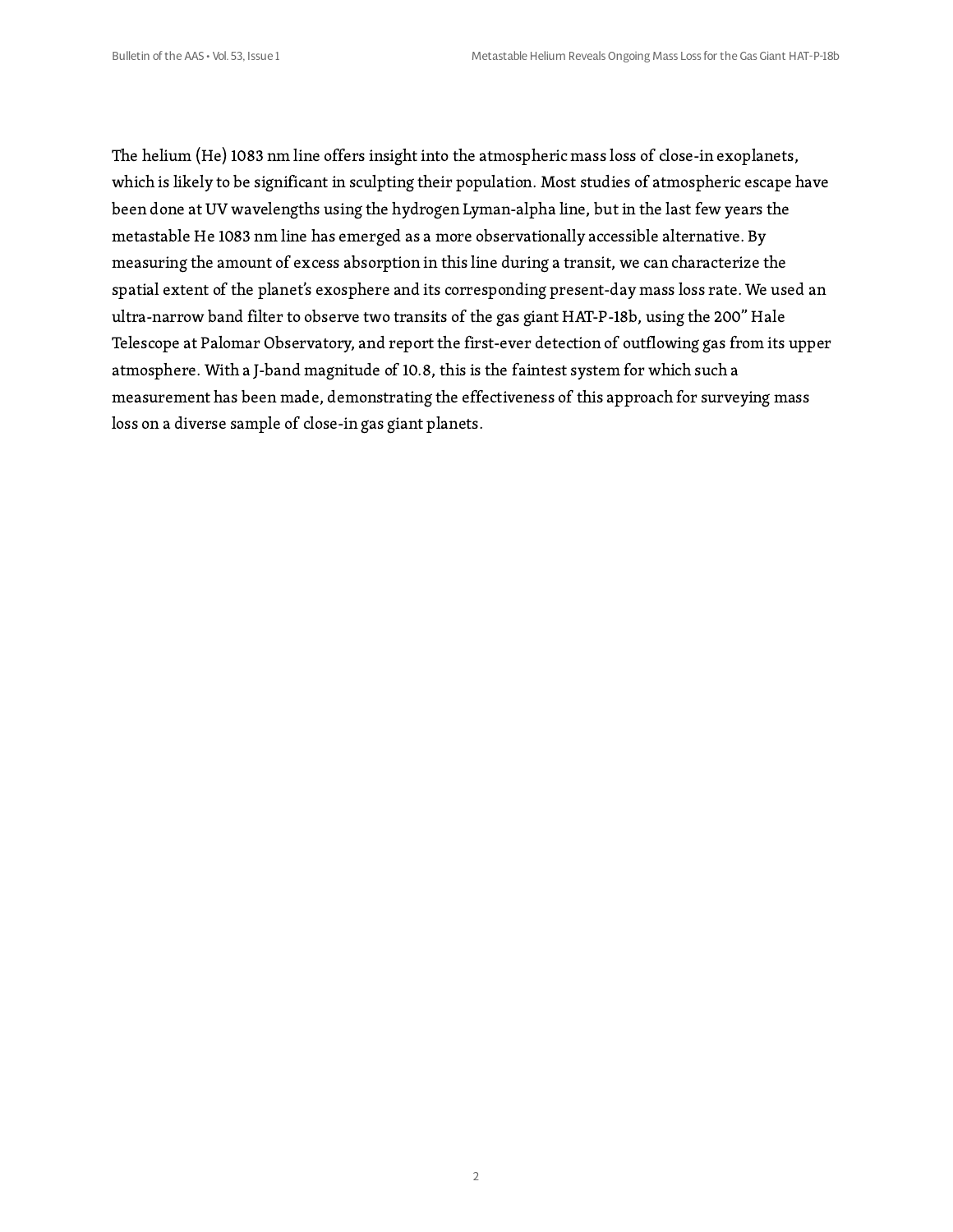The helium (He) 1083 nm line offers insight into the atmospheric mass loss of close-in exoplanets, which is likely to be significant in sculpting their population. Most studies of atmospheric escape have been done at UV wavelengths using the hydrogen Lyman-alpha line, but in the last few years the metastable He 1083 nm line has emerged as a more observationally accessible alternative. By measuring the amount of excess absorption in this line during a transit, we can characterize the spatial extent of the planet's exosphere and its corresponding present-day mass loss rate. We used an ultra-narrow band filter to observe two transits of the gas giant HAT-P-18b, using the 200" Hale Telescope at Palomar Observatory, and report the first-ever detection of outflowing gas from its upper atmosphere. With a J-band magnitude of 10.8, this is the faintest system for which such a measurement has been made, demonstrating the effectiveness of this approach for surveying mass loss on a diverse sample of close-in gas giant planets.